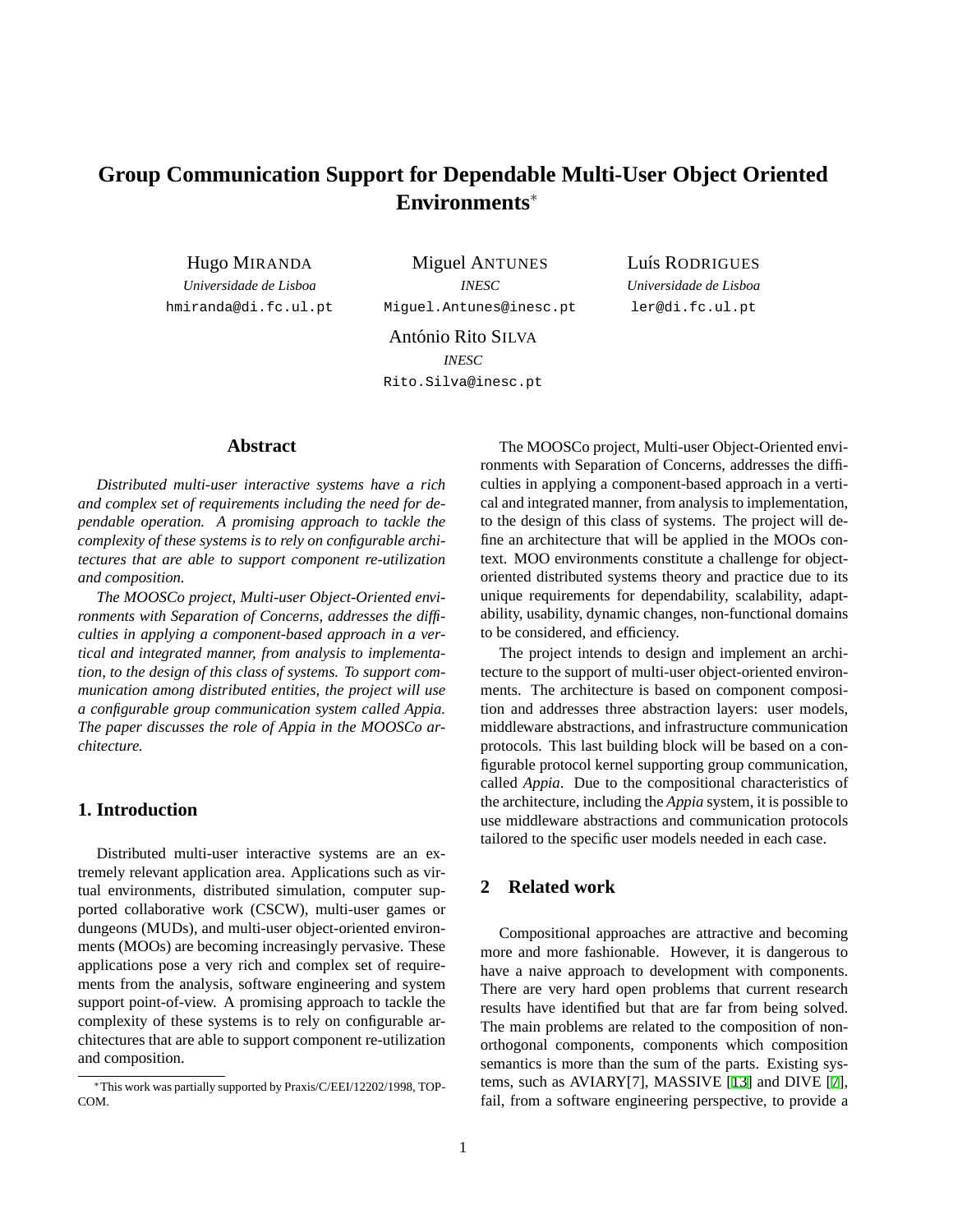# Group Communication Support for Dependable Multi-User Object Oriented Environments*

Hugo MIRANDA
*Universidade de Lisboa*
hmiranda@di.fc.ul.pt

Miguel ANTUNES
*INESC*
Miguel.Antunes@inesc.pt

Luís RODRIGUES
*Universidade de Lisboa*
ler@di.fc.ul.pt

António Rito SILVA
*INESC*
Rito.Silva@inesc.pt

## Abstract

*Distributed multi-user interactive systems have a rich and complex set of requirements including the need for dependable operation. A promising approach to tackle the complexity of these systems is to rely on configurable architectures that are able to support component re-utilization and composition.*

*The MOOSCo project, Multi-user Object-Oriented environments with Separation of Concerns, addresses the difficulties in applying a component-based approach in a vertical and integrated manner, from analysis to implementation, to the design of this class of systems. To support communication among distributed entities, the project will use a configurable group communication system called Appia. The paper discusses the role of Appia in the MOOSCo architecture.*

## 1. Introduction

Distributed multi-user interactive systems are an extremely relevant application area. Applications such as virtual environments, distributed simulation, computer supported collaborative work (CSCW), multi-user games or dungeons (MUDs), and multi-user object-oriented environments (MOOs) are becoming increasingly pervasive. These applications pose a very rich and complex set of requirements from the analysis, software engineering and system support point-of-view. A promising approach to tackle the complexity of these systems is to rely on configurable architectures that are able to support component re-utilization and composition.

The MOOSCo project, Multi-user Object-Oriented environments with Separation of Concerns, addresses the difficulties in applying a component-based approach in a vertical and integrated manner, from analysis to implementation, to the design of this class of systems. The project will define an architecture that will be applied in the MOOs context. MOO environments constitute a challenge for object-oriented distributed systems theory and practice due to its unique requirements for dependability, scalability, adaptability, usability, dynamic changes, non-functional domains to be considered, and efficiency.

The project intends to design and implement an architecture to the support of multi-user object-oriented environments. The architecture is based on component composition and addresses three abstraction layers: user models, middleware abstractions, and infrastructure communication protocols. This last building block will be based on a configurable protocol kernel supporting group communication, called *Appia*. Due to the compositional characteristics of the architecture, including the *Appia* system, it is possible to use middleware abstractions and communication protocols tailored to the specific user models needed in each case.

## 2 Related work

Compositional approaches are attractive and becoming more and more fashionable. However, it is dangerous to have a naive approach to development with components. There are very hard open problems that current research results have identified but that are far from being solved. The main problems are related to the composition of non-orthogonal components, components which composition semantics is more than the sum of the parts. Existing systems, such as AVIARY[7], MASSIVE [13] and DIVE [7], fail, from a software engineering perspective, to provide a

*This work was partially supported by Praxis/C/EEI/12202/1998, TOPCOM.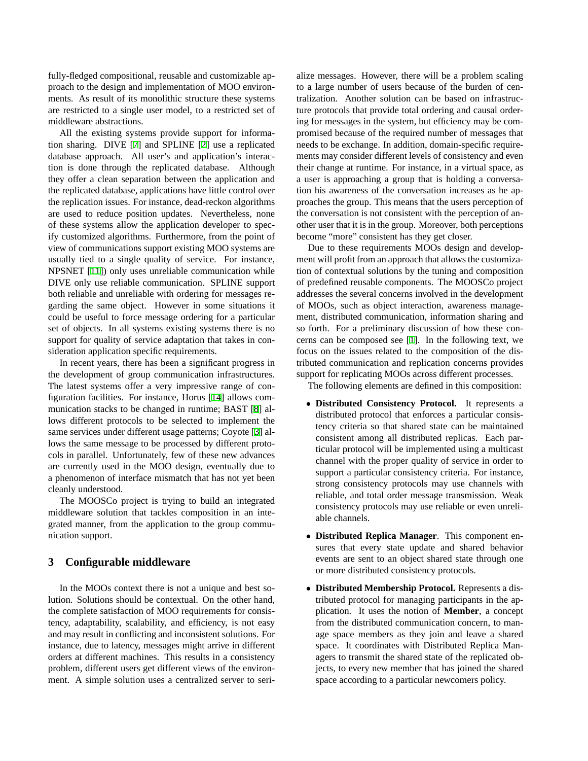fully-fledged compositional, reusable and customizable approach to the design and implementation of MOO environments. As result of its monolithic structure these systems are restricted to a single user model, to a restricted set of middleware abstractions.

All the existing systems provide support for information sharing. DIVE [7] and SPLINE [2] use a replicated database approach. All user's and application's interaction is done through the replicated database. Although they offer a clean separation between the application and the replicated database, applications have little control over the replication issues. For instance, dead-reckon algorithms are used to reduce position updates. Nevertheless, none of these systems allow the application developer to specify customized algorithms. Furthermore, from the point of view of communications support existing MOO systems are usually tied to a single quality of service. For instance, NPSNET [11]) only uses unreliable communication while DIVE only use reliable communication. SPLINE support both reliable and unreliable with ordering for messages regarding the same object. However in some situations it could be useful to force message ordering for a particular set of objects. In all systems existing systems there is no support for quality of service adaptation that takes in consideration application specific requirements.

In recent years, there has been a significant progress in the development of group communication infrastructures. The latest systems offer a very impressive range of configuration facilities. For instance, Horus [14] allows communication stacks to be changed in runtime; BAST [8] allows different protocols to be selected to implement the same services under different usage patterns; Coyote [3] allows the same message to be processed by different protocols in parallel. Unfortunately, few of these new advances are currently used in the MOO design, eventually due to a phenomenon of interface mismatch that has not yet been cleanly understood.

The MOOSCo project is trying to build an integrated middleware solution that tackles composition in an integrated manner, from the application to the group communication support.

## 3 Configurable middleware

In the MOOs context there is not a unique and best solution. Solutions should be contextual. On the other hand, the complete satisfaction of MOO requirements for consistency, adaptability, scalability, and efficiency, is not easy and may result in conflicting and inconsistent solutions. For instance, due to latency, messages might arrive in different orders at different machines. This results in a consistency problem, different users get different views of the environment. A simple solution uses a centralized server to serialize messages. However, there will be a problem scaling to a large number of users because of the burden of centralization. Another solution can be based on infrastructure protocols that provide total ordering and causal ordering for messages in the system, but efficiency may be compromised because of the required number of messages that needs to be exchange. In addition, domain-specific requirements may consider different levels of consistency and even their change at runtime. For instance, in a virtual space, as a user is approaching a group that is holding a conversation his awareness of the conversation increases as he approaches the group. This means that the users perception of the conversation is not consistent with the perception of another user that it is in the group. Moreover, both perceptions become "more" consistent has they get closer.

Due to these requirements MOOs design and development will profit from an approach that allows the customization of contextual solutions by the tuning and composition of predefined reusable components. The MOOSCo project addresses the several concerns involved in the development of MOOs, such as object interaction, awareness management, distributed communication, information sharing and so forth. For a preliminary discussion of how these concerns can be composed see [1]. In the following text, we focus on the issues related to the composition of the distributed communication and replication concerns provides support for replicating MOOs across different processes.

The following elements are defined in this composition:

- **Distributed Consistency Protocol.** It represents a distributed protocol that enforces a particular consistency criteria so that shared state can be maintained consistent among all distributed replicas. Each particular protocol will be implemented using a multicast channel with the proper quality of service in order to support a particular consistency criteria. For instance, strong consistency protocols may use channels with reliable, and total order message transmission. Weak consistency protocols may use reliable or even unreliable channels.

- **Distributed Replica Manager**. This component ensures that every state update and shared behavior events are sent to an object shared state through one or more distributed consistency protocols.

- **Distributed Membership Protocol.** Represents a distributed protocol for managing participants in the application. It uses the notion of **Member**, a concept from the distributed communication concern, to manage space members as they join and leave a shared space. It coordinates with Distributed Replica Managers to transmit the shared state of the replicated objects, to every new member that has joined the shared space according to a particular newcomers policy.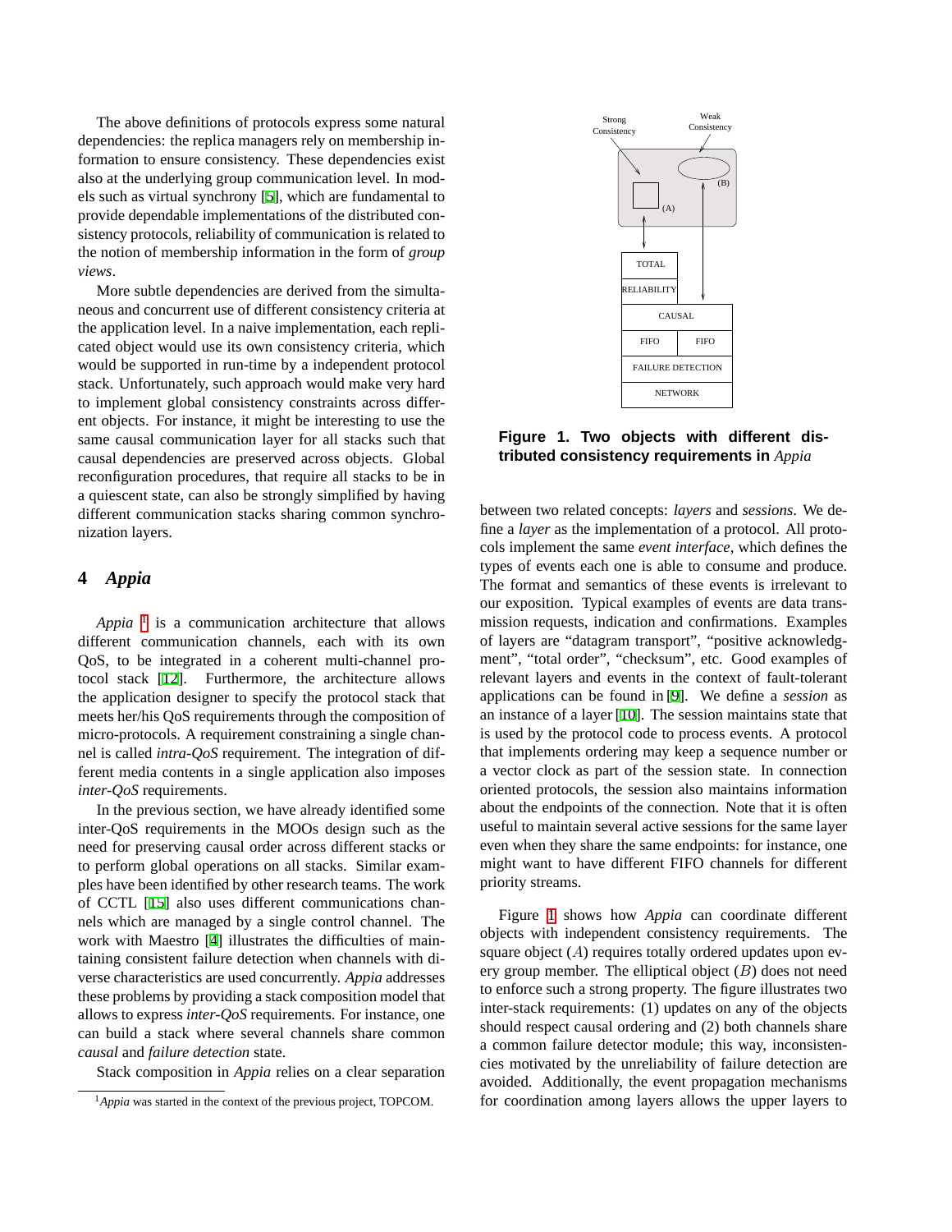The above definitions of protocols express some natural dependencies: the replica managers rely on membership information to ensure consistency. These dependencies exist also at the underlying group communication level. In models such as virtual synchrony [5], which are fundamental to provide dependable implementations of the distributed consistency protocols, reliability of communication is related to the notion of membership information in the form of *group views*.

More subtle dependencies are derived from the simultaneous and concurrent use of different consistency criteria at the application level. In a naive implementation, each replicated object would use its own consistency criteria, which would be supported in run-time by a independent protocol stack. Unfortunately, such approach would make very hard to implement global consistency constraints across different objects. For instance, it might be interesting to use the same causal communication layer for all stacks such that causal dependencies are preserved across objects. Global reconfiguration procedures, that require all stacks to be in a quiescent state, can also be strongly simplified by having different communication stacks sharing common synchronization layers.

## 4 *Appia*

*Appia* [1] is a communication architecture that allows different communication channels, each with its own QoS, to be integrated in a coherent multi-channel protocol stack [12]. Furthermore, the architecture allows the application designer to specify the protocol stack that meets her/his QoS requirements through the composition of micro-protocols. A requirement constraining a single channel is called *intra-QoS* requirement. The integration of different media contents in a single application also imposes *inter-QoS* requirements.

In the previous section, we have already identified some inter-QoS requirements in the MOOs design such as the need for preserving causal order across different stacks or to perform global operations on all stacks. Similar examples have been identified by other research teams. The work of CCTL [15] also uses different communications channels which are managed by a single control channel. The work with Maestro [4] illustrates the difficulties of maintaining consistent failure detection when channels with diverse characteristics are used concurrently. *Appia* addresses these problems by providing a stack composition model that allows to express *inter-QoS* requirements. For instance, one can build a stack where several channels share common *causal* and *failure detection* state.

Stack composition in *Appia* relies on a clear separation between two related concepts: *layers* and *sessions*. We define a *layer* as the implementation of a protocol. All protocols implement the same *event interface*, which defines the types of events each one is able to consume and produce. The format and semantics of these events is irrelevant to our exposition. Typical examples of events are data transmission requests, indication and confirmations. Examples of layers are "datagram transport", "positive acknowledgment", "total order", "checksum", etc. Good examples of relevant layers and events in the context of fault-tolerant applications can be found in [9]. We define a *session* as an instance of a layer [10]. The session maintains state that is used by the protocol code to process events. A protocol that implements ordering may keep a sequence number or a vector clock as part of the session state. In connection oriented protocols, the session also maintains information about the endpoints of the connection. Note that it is often useful to maintain several active sessions for the same layer even when they share the same endpoints: for instance, one might want to have different FIFO channels for different priority streams.

**Figure 1. Two objects with different distributed consistency requirements in *Appia***

Figure 1 shows how *Appia* can coordinate different objects with independent consistency requirements. The square object ($A$) requires totally ordered updates upon every group member. The elliptical object ($B$) does not need to enforce such a strong property. The figure illustrates two inter-stack requirements: (1) updates on any of the objects should respect causal ordering and (2) both channels share a common failure detector module; this way, inconsistencies motivated by the unreliability of failure detection are avoided. Additionally, the event propagation mechanisms for coordination among layers allows the upper layers to

[1] *Appia* was started in the context of the previous project, TOPCOM.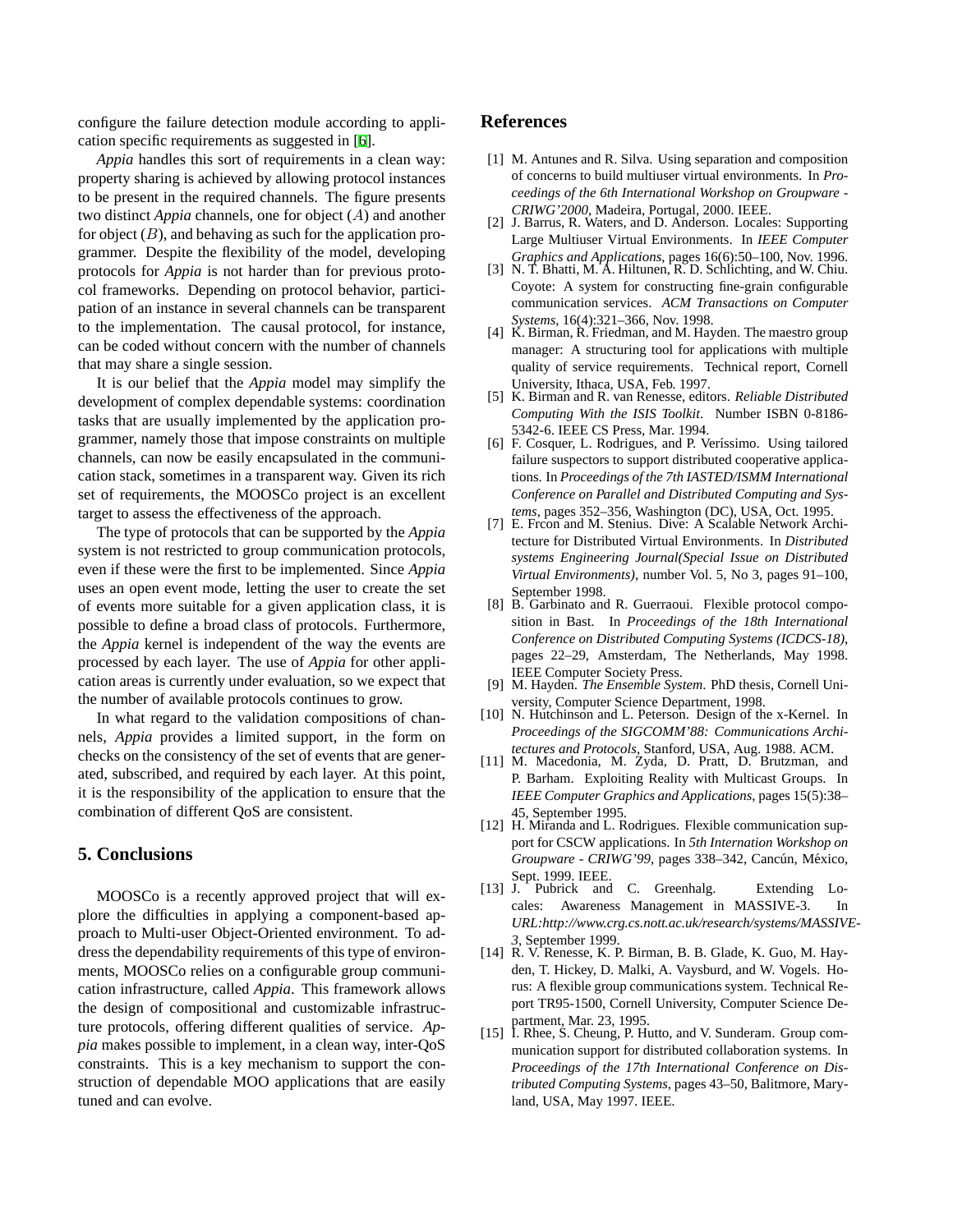configure the failure detection module according to application specific requirements as suggested in [6].

*Appia* handles this sort of requirements in a clean way: property sharing is achieved by allowing protocol instances to be present in the required channels. The figure presents two distinct *Appia* channels, one for object ($A$) and another for object ($B$), and behaving as such for the application programmer. Despite the flexibility of the model, developing protocols for *Appia* is not harder than for previous protocol frameworks. Depending on protocol behavior, participation of an instance in several channels can be transparent to the implementation. The causal protocol, for instance, can be coded without concern with the number of channels that may share a single session.

It is our belief that the *Appia* model may simplify the development of complex dependable systems: coordination tasks that are usually implemented by the application programmer, namely those that impose constraints on multiple channels, can now be easily encapsulated in the communication stack, sometimes in a transparent way. Given its rich set of requirements, the MOOSCo project is an excellent target to assess the effectiveness of the approach.

The type of protocols that can be supported by the *Appia* system is not restricted to group communication protocols, even if these were the first to be implemented. Since *Appia* uses an open event mode, letting the user to create the set of events more suitable for a given application class, it is possible to define a broad class of protocols. Furthermore, the *Appia* kernel is independent of the way the events are processed by each layer. The use of *Appia* for other application areas is currently under evaluation, so we expect that the number of available protocols continues to grow.

In what regard to the validation compositions of channels, *Appia* provides a limited support, in the form on checks on the consistency of the set of events that are generated, subscribed, and required by each layer. At this point, it is the responsibility of the application to ensure that the combination of different QoS are consistent.

## 5. Conclusions

MOOSCo is a recently approved project that will explore the difficulties in applying a component-based approach to Multi-user Object-Oriented environment. To address the dependability requirements of this type of environments, MOOSCo relies on a configurable group communication infrastructure, called *Appia*. This framework allows the design of compositional and customizable infrastructure protocols, offering different qualities of service. *Appia* makes possible to implement, in a clean way, inter-QoS constraints. This is a key mechanism to support the construction of dependable MOO applications that are easily tuned and can evolve.

## References

[1] M. Antunes and R. Silva. Using separation and composition of concerns to build multiuser virtual environments. In *Proceedings of the 6th International Workshop on Groupware - CRIWG'2000*, Madeira, Portugal, 2000. IEEE.

[2] J. Barrus, R. Waters, and D. Anderson. Locales: Supporting Large Multiuser Virtual Environments. In *IEEE Computer Graphics and Applications*, pages 16(6):50–100, Nov. 1996.

[3] N. T. Bhatti, M. A. Hiltunen, R. D. Schlichting, and W. Chiu. Coyote: A system for constructing fine-grain configurable communication services. *ACM Transactions on Computer Systems*, 16(4):321–366, Nov. 1998.

[4] K. Birman, R. Friedman, and M. Hayden. The maestro group manager: A structuring tool for applications with multiple quality of service requirements. Technical report, Cornell University, Ithaca, USA, Feb. 1997.

[5] K. Birman and R. van Renesse, editors. *Reliable Distributed Computing With the ISIS Toolkit*. Number ISBN 0-8186-5342-6. IEEE CS Press, Mar. 1994.

[6] F. Cosquer, L. Rodrigues, and P. Veríssimo. Using tailored failure suspectors to support distributed cooperative applications. In *Proceedings of the 7th IASTED/ISMM International Conference on Parallel and Distributed Computing and Systems*, pages 352–356, Washington (DC), USA, Oct. 1995.

[7] E. Frcon and M. Stenius. Dive: A Scalable Network Architecture for Distributed Virtual Environments. In *Distributed systems Engineering Journal(Special Issue on Distributed Virtual Environments)*, number Vol. 5, No 3, pages 91–100, September 1998.

[8] B. Garbinato and R. Guerraoui. Flexible protocol composition in Bast. In *Proceedings of the 18th International Conference on Distributed Computing Systems (ICDCS-18)*, pages 22–29, Amsterdam, The Netherlands, May 1998. IEEE Computer Society Press.

[9] M. Hayden. *The Ensemble System*. PhD thesis, Cornell University, Computer Science Department, 1998.

[10] N. Hutchinson and L. Peterson. Design of the x-Kernel. In *Proceedings of the SIGCOMM'88: Communications Architectures and Protocols*, Stanford, USA, Aug. 1988. ACM.

[11] M. Macedonia, M. Zyda, D. Pratt, D. Brutzman, and P. Barham. Exploiting Reality with Multicast Groups. In *IEEE Computer Graphics and Applications*, pages 15(5):38–45, September 1995.

[12] H. Miranda and L. Rodrigues. Flexible communication support for CSCW applications. In *5th Internation Workshop on Groupware - CRIWG'99*, pages 338–342, Cancún, México, Sept. 1999. IEEE.

[13] J. Pubrick and C. Greenhalg. Extending Locales: Awareness Management in MASSIVE-3. In *URL:http://www.crg.cs.nott.ac.uk/research/systems/MASSIVE-3*, September 1999.

[14] R. V. Renesse, K. P. Birman, B. B. Glade, K. Guo, M. Hayden, T. Hickey, D. Malki, A. Vaysburd, and W. Vogels. Horus: A flexible group communications system. Technical Report TR95-1500, Cornell University, Computer Science Department, Mar. 23, 1995.

[15] I. Rhee, S. Cheung, P. Hutto, and V. Sunderam. Group communication support for distributed collaboration systems. In *Proceedings of the 17th International Conference on Distributed Computing Systems*, pages 43–50, Balitmore, Maryland, USA, May 1997. IEEE.